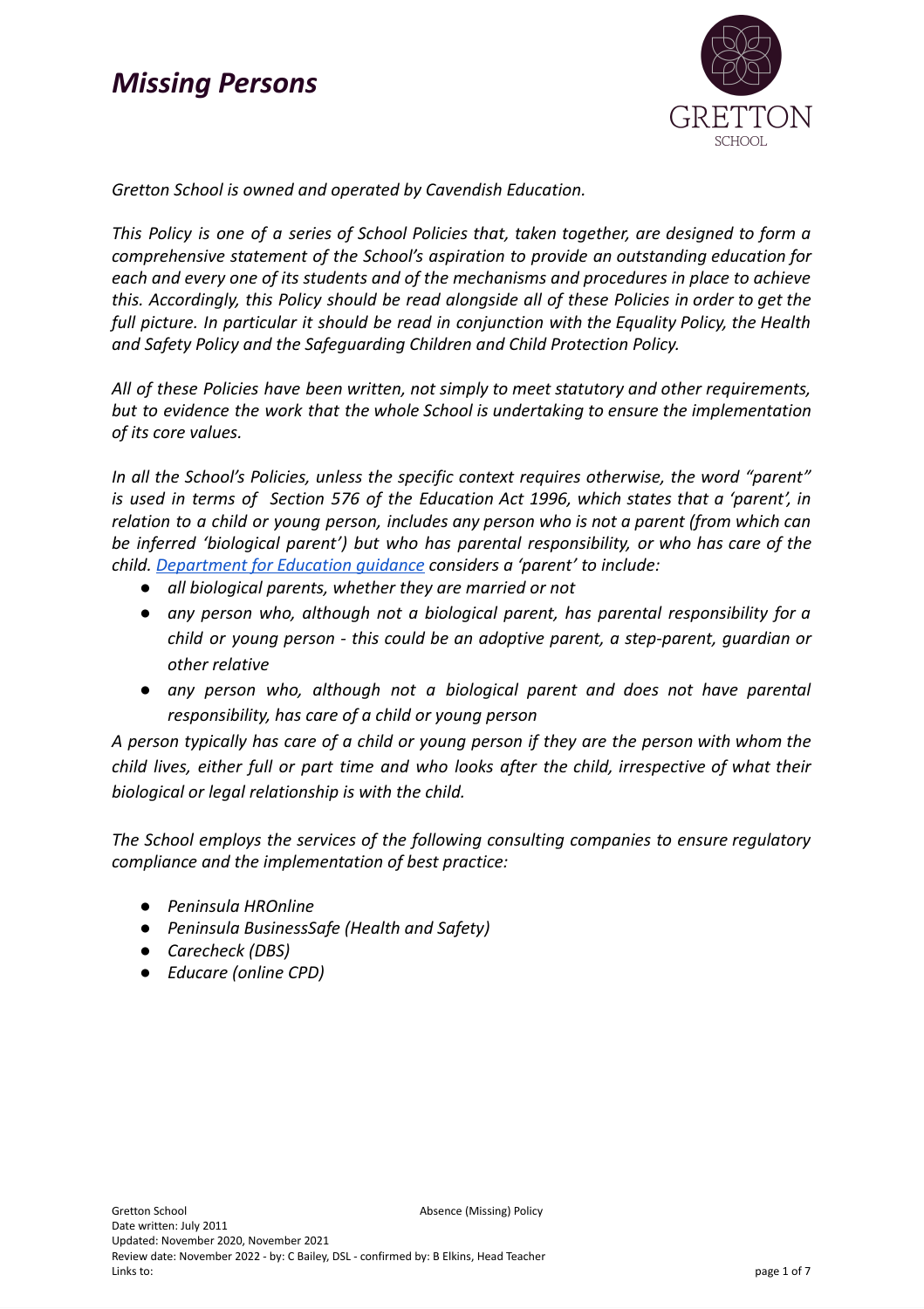# *Missing Persons*

GRETTON SCHOOL

*Gretton School is owned and operated by Cavendish Education.*

*This Policy is one of a series of School Policies that, taken together, are designed to form a comprehensive statement of the School's aspiration to provide an outstanding education for each and every one of its students and of the mechanisms and procedures in place to achieve this. Accordingly, this Policy should be read alongside all of these Policies in order to get the full picture. In particular it should be read in conjunction with the Equality Policy, the Health and Safety Policy and the Safeguarding Children and Child Protection Policy.*

*All of these Policies have been written, not simply to meet statutory and other requirements, but to evidence the work that the whole School is undertaking to ensure the implementation of its core values.*

*In all the School's Policies, unless the specific context requires otherwise, the word "parent" is used in terms of Section 576 of the Education Act 1996, which states that a 'parent', in relation to a child or young person, includes any person who is not a parent (from which can be inferred 'biological parent') but who has parental responsibility, or who has care of the child. Department for Education guidance considers a 'parent' to include:*

- *all biological parents, whether they are married or not*
- *any person who, although not a biological parent, has parental responsibility for a child or young person - this could be an adoptive parent, a step-parent, guardian or other relative*
- *any person who, although not a biological parent and does not have parental responsibility, has care of a child or young person*

*A person typically has care of a child or young person if they are the person with whom the child lives, either full or part time and who looks after the child, irrespective of what their biological or legal relationship is with the child.*

*The School employs the services of the following consulting companies to ensure regulatory compliance and the implementation of best practice:*

- *Peninsula HROnline*
- *Peninsula BusinessSafe (Health and Safety)*
- *Carecheck (DBS)*
- *Educare (online CPD)*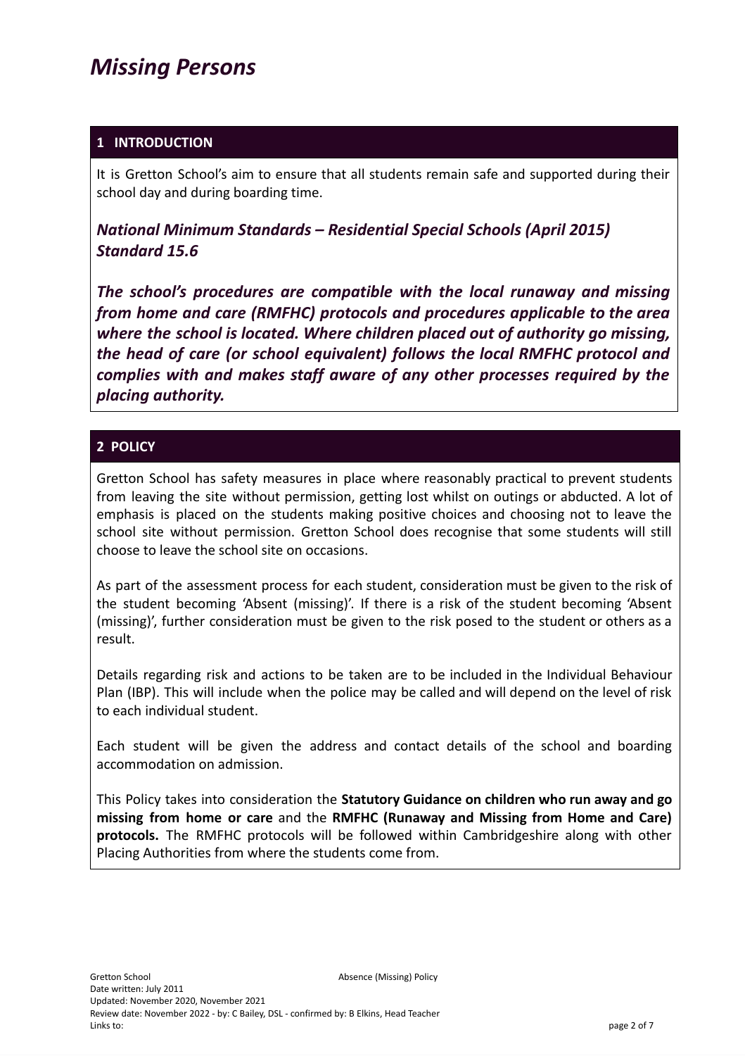# *Missing Persons*

## 1 INTRODUCTION

It is Gretton School's aim to ensure that all students remain safe and supported during their school day and during boarding time.

### *National Minimum Standards – Residential Special Schools (April 2015) Standard 15.6*

***The school's procedures are compatible with the local runaway and missing from home and care (RMFHC) protocols and procedures applicable to the area where the school is located. Where children placed out of authority go missing, the head of care (or school equivalent) follows the local RMFHC protocol and complies with and makes staff aware of any other processes required by the placing authority.***

## 2 POLICY

Gretton School has safety measures in place where reasonably practical to prevent students from leaving the site without permission, getting lost whilst on outings or abducted. A lot of emphasis is placed on the students making positive choices and choosing not to leave the school site without permission. Gretton School does recognise that some students will still choose to leave the school site on occasions.

As part of the assessment process for each student, consideration must be given to the risk of the student becoming 'Absent (missing)'. If there is a risk of the student becoming 'Absent (missing)', further consideration must be given to the risk posed to the student or others as a result.

Details regarding risk and actions to be taken are to be included in the Individual Behaviour Plan (IBP). This will include when the police may be called and will depend on the level of risk to each individual student.

Each student will be given the address and contact details of the school and boarding accommodation on admission.

This Policy takes into consideration the **Statutory Guidance on children who run away and go missing from home or care** and the **RMFHC (Runaway and Missing from Home and Care) protocols.** The RMFHC protocols will be followed within Cambridgeshire along with other Placing Authorities from where the students come from.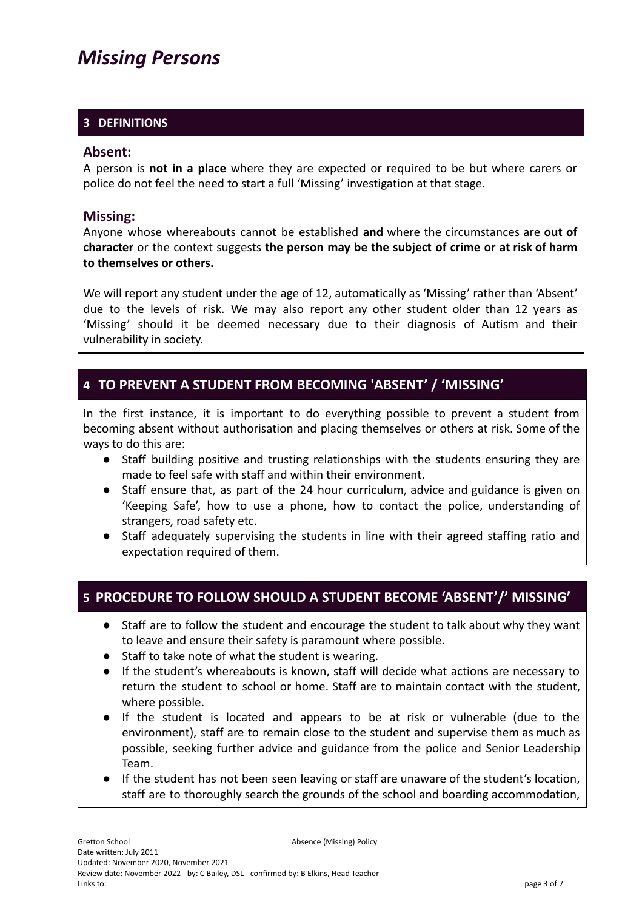# *Missing Persons*

## 3 DEFINITIONS

### Absent:

A person is **not in a place** where they are expected or required to be but where carers or police do not feel the need to start a full 'Missing' investigation at that stage.

### Missing:

Anyone whose whereabouts cannot be established **and** where the circumstances are **out of character** or the context suggests **the person may be the subject of crime or at risk of harm to themselves or others.**

We will report any student under the age of 12, automatically as 'Missing' rather than 'Absent' due to the levels of risk. We may also report any other student older than 12 years as 'Missing' should it be deemed necessary due to their diagnosis of Autism and their vulnerability in society.

## 4 TO PREVENT A STUDENT FROM BECOMING 'ABSENT' / 'MISSING'

In the first instance, it is important to do everything possible to prevent a student from becoming absent without authorisation and placing themselves or others at risk. Some of the ways to do this are:

- Staff building positive and trusting relationships with the students ensuring they are made to feel safe with staff and within their environment.
- Staff ensure that, as part of the 24 hour curriculum, advice and guidance is given on 'Keeping Safe', how to use a phone, how to contact the police, understanding of strangers, road safety etc.
- Staff adequately supervising the students in line with their agreed staffing ratio and expectation required of them.

## 5 PROCEDURE TO FOLLOW SHOULD A STUDENT BECOME 'ABSENT'/' MISSING'

- Staff are to follow the student and encourage the student to talk about why they want to leave and ensure their safety is paramount where possible.
- Staff to take note of what the student is wearing.
- If the student's whereabouts is known, staff will decide what actions are necessary to return the student to school or home. Staff are to maintain contact with the student, where possible.
- If the student is located and appears to be at risk or vulnerable (due to the environment), staff are to remain close to the student and supervise them as much as possible, seeking further advice and guidance from the police and Senior Leadership Team.
- If the student has not been seen leaving or staff are unaware of the student's location, staff are to thoroughly search the grounds of the school and boarding accommodation,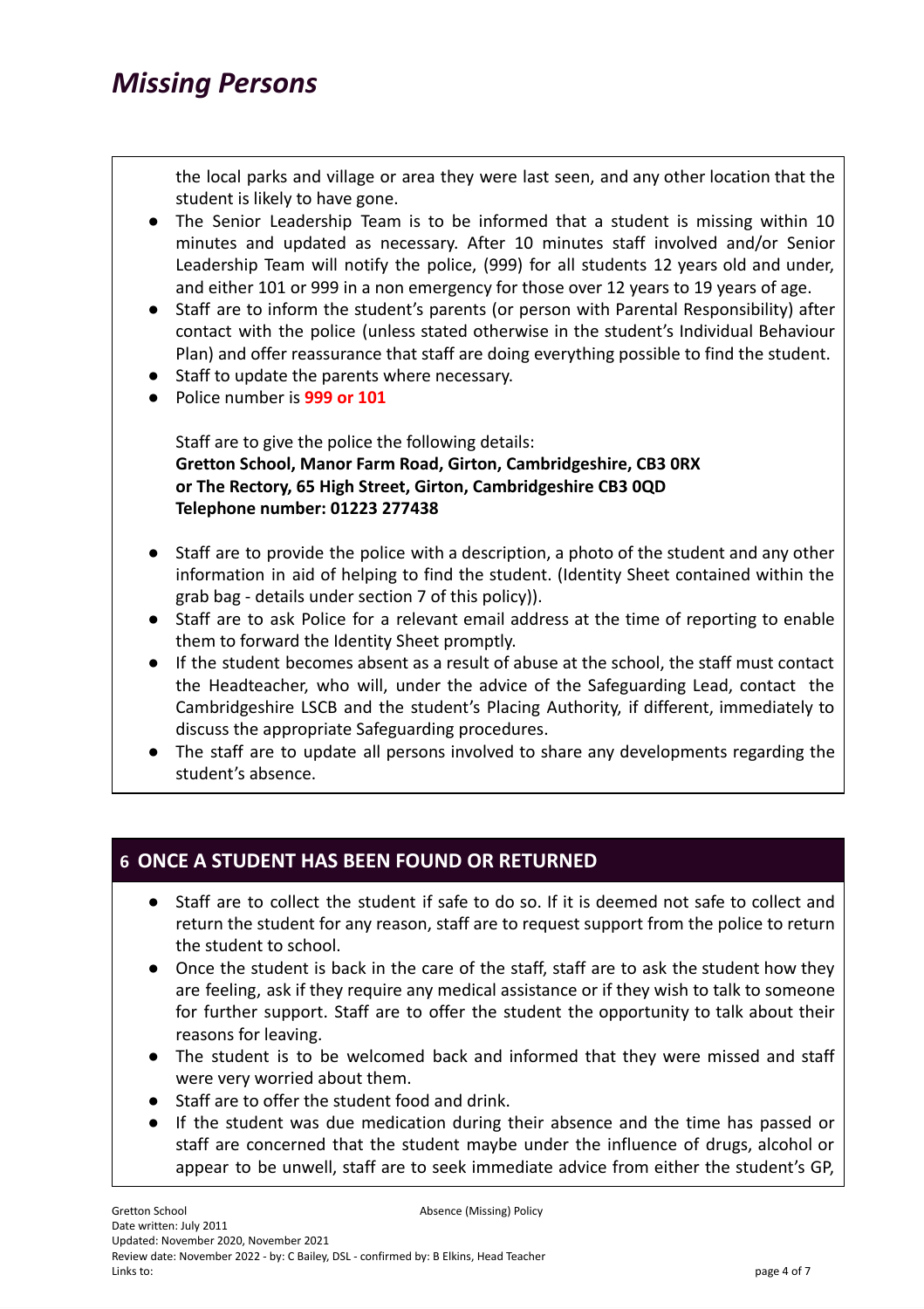the local parks and village or area they were last seen, and any other location that the student is likely to have gone.

- The Senior Leadership Team is to be informed that a student is missing within 10 minutes and updated as necessary. After 10 minutes staff involved and/or Senior Leadership Team will notify the police, (999) for all students 12 years old and under, and either 101 or 999 in a non emergency for those over 12 years to 19 years of age.
- Staff are to inform the student's parents (or person with Parental Responsibility) after contact with the police (unless stated otherwise in the student's Individual Behaviour Plan) and offer reassurance that staff are doing everything possible to find the student.
- Staff to update the parents where necessary.
- Police number is **999 or 101**

  Staff are to give the police the following details:
  **Gretton School, Manor Farm Road, Girton, Cambridgeshire, CB3 0RX**
  **or The Rectory, 65 High Street, Girton, Cambridgeshire CB3 0QD**
  **Telephone number: 01223 277438**

- Staff are to provide the police with a description, a photo of the student and any other information in aid of helping to find the student. (Identity Sheet contained within the grab bag - details under section 7 of this policy)).
- Staff are to ask Police for a relevant email address at the time of reporting to enable them to forward the Identity Sheet promptly.
- If the student becomes absent as a result of abuse at the school, the staff must contact the Headteacher, who will, under the advice of the Safeguarding Lead, contact the Cambridgeshire LSCB and the student's Placing Authority, if different, immediately to discuss the appropriate Safeguarding procedures.
- The staff are to update all persons involved to share any developments regarding the student's absence.

## 6 ONCE A STUDENT HAS BEEN FOUND OR RETURNED

- Staff are to collect the student if safe to do so. If it is deemed not safe to collect and return the student for any reason, staff are to request support from the police to return the student to school.
- Once the student is back in the care of the staff, staff are to ask the student how they are feeling, ask if they require any medical assistance or if they wish to talk to someone for further support. Staff are to offer the student the opportunity to talk about their reasons for leaving.
- The student is to be welcomed back and informed that they were missed and staff were very worried about them.
- Staff are to offer the student food and drink.
- If the student was due medication during their absence and the time has passed or staff are concerned that the student maybe under the influence of drugs, alcohol or appear to be unwell, staff are to seek immediate advice from either the student's GP,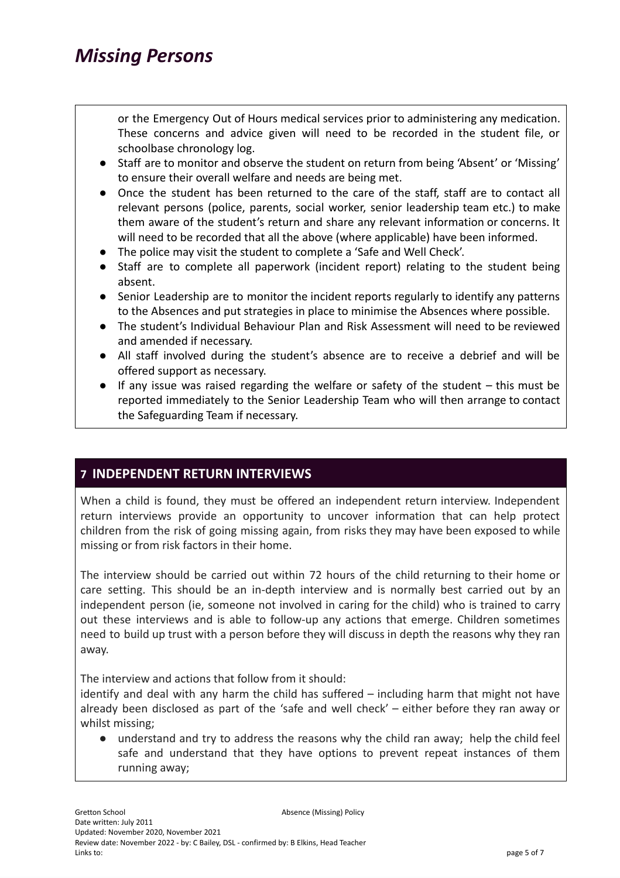or the Emergency Out of Hours medical services prior to administering any medication. These concerns and advice given will need to be recorded in the student file, or schoolbase chronology log.

- Staff are to monitor and observe the student on return from being 'Absent' or 'Missing' to ensure their overall welfare and needs are being met.
- Once the student has been returned to the care of the staff, staff are to contact all relevant persons (police, parents, social worker, senior leadership team etc.) to make them aware of the student's return and share any relevant information or concerns. It will need to be recorded that all the above (where applicable) have been informed.
- The police may visit the student to complete a 'Safe and Well Check'.
- Staff are to complete all paperwork (incident report) relating to the student being absent.
- Senior Leadership are to monitor the incident reports regularly to identify any patterns to the Absences and put strategies in place to minimise the Absences where possible.
- The student's Individual Behaviour Plan and Risk Assessment will need to be reviewed and amended if necessary.
- All staff involved during the student's absence are to receive a debrief and will be offered support as necessary.
- If any issue was raised regarding the welfare or safety of the student – this must be reported immediately to the Senior Leadership Team who will then arrange to contact the Safeguarding Team if necessary.

## 7 INDEPENDENT RETURN INTERVIEWS

When a child is found, they must be offered an independent return interview. Independent return interviews provide an opportunity to uncover information that can help protect children from the risk of going missing again, from risks they may have been exposed to while missing or from risk factors in their home.

The interview should be carried out within 72 hours of the child returning to their home or care setting. This should be an in-depth interview and is normally best carried out by an independent person (ie, someone not involved in caring for the child) who is trained to carry out these interviews and is able to follow-up any actions that emerge. Children sometimes need to build up trust with a person before they will discuss in depth the reasons why they ran away.

The interview and actions that follow from it should:

identify and deal with any harm the child has suffered – including harm that might not have already been disclosed as part of the 'safe and well check' – either before they ran away or whilst missing;

- understand and try to address the reasons why the child ran away; help the child feel safe and understand that they have options to prevent repeat instances of them running away;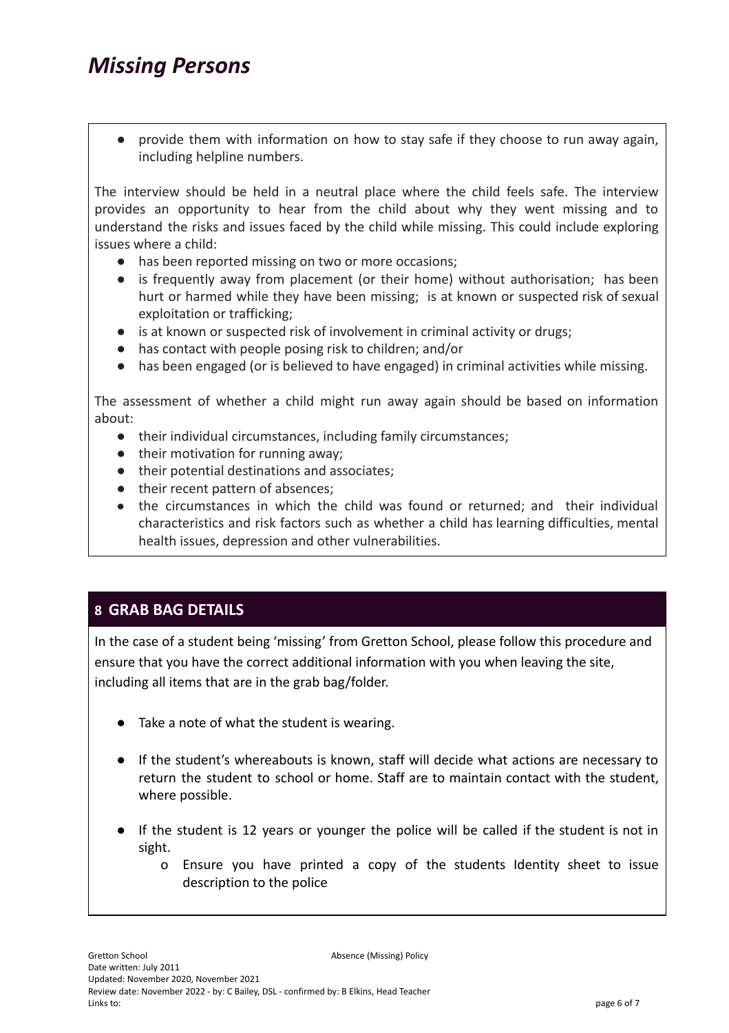# *Missing Persons*

- provide them with information on how to stay safe if they choose to run away again, including helpline numbers.

The interview should be held in a neutral place where the child feels safe. The interview provides an opportunity to hear from the child about why they went missing and to understand the risks and issues faced by the child while missing. This could include exploring issues where a child:

- has been reported missing on two or more occasions;
- is frequently away from placement (or their home) without authorisation; has been hurt or harmed while they have been missing; is at known or suspected risk of sexual exploitation or trafficking;
- is at known or suspected risk of involvement in criminal activity or drugs;
- has contact with people posing risk to children; and/or
- has been engaged (or is believed to have engaged) in criminal activities while missing.

The assessment of whether a child might run away again should be based on information about:

- their individual circumstances, including family circumstances;
- their motivation for running away;
- their potential destinations and associates;
- their recent pattern of absences;
- the circumstances in which the child was found or returned; and their individual characteristics and risk factors such as whether a child has learning difficulties, mental health issues, depression and other vulnerabilities.

## 8 GRAB BAG DETAILS

In the case of a student being 'missing' from Gretton School, please follow this procedure and ensure that you have the correct additional information with you when leaving the site, including all items that are in the grab bag/folder.

- Take a note of what the student is wearing.
- If the student's whereabouts is known, staff will decide what actions are necessary to return the student to school or home. Staff are to maintain contact with the student, where possible.
- If the student is 12 years or younger the police will be called if the student is not in sight.
    - o Ensure you have printed a copy of the students Identity sheet to issue description to the police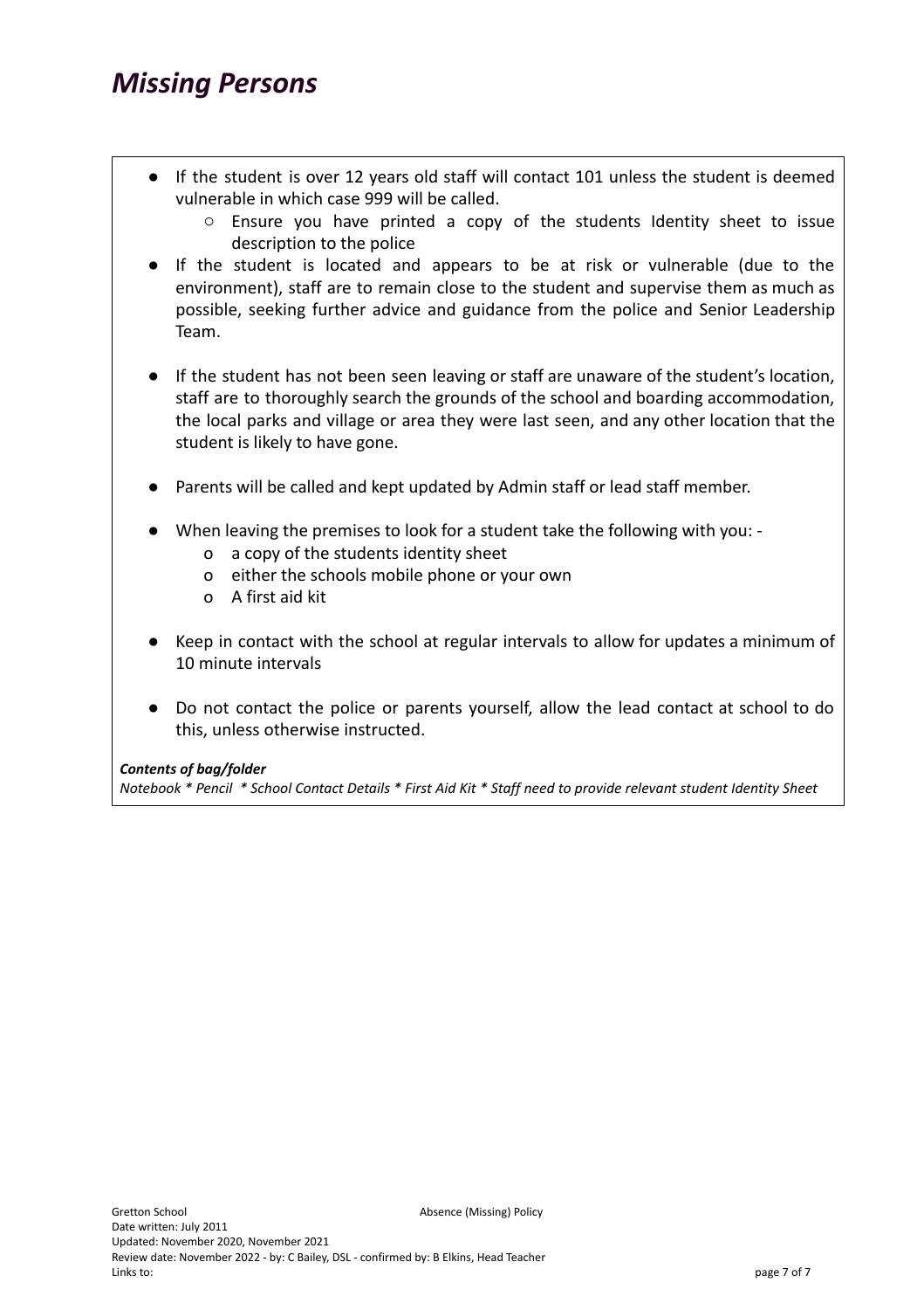# *Missing Persons*

- If the student is over 12 years old staff will contact 101 unless the student is deemed vulnerable in which case 999 will be called.
  - Ensure you have printed a copy of the students Identity sheet to issue description to the police
- If the student is located and appears to be at risk or vulnerable (due to the environment), staff are to remain close to the student and supervise them as much as possible, seeking further advice and guidance from the police and Senior Leadership Team.

- If the student has not been seen leaving or staff are unaware of the student's location, staff are to thoroughly search the grounds of the school and boarding accommodation, the local parks and village or area they were last seen, and any other location that the student is likely to have gone.

- Parents will be called and kept updated by Admin staff or lead staff member.

- When leaving the premises to look for a student take the following with you: -
  - a copy of the students identity sheet
  - either the schools mobile phone or your own
  - A first aid kit

- Keep in contact with the school at regular intervals to allow for updates a minimum of 10 minute intervals

- Do not contact the police or parents yourself, allow the lead contact at school to do this, unless otherwise instructed.

***Contents of bag/folder***

*Notebook * Pencil * School Contact Details * First Aid Kit * Staff need to provide relevant student Identity Sheet*

Gretton School
Absence (Missing) Policy
Date written: July 2011
Updated: November 2020, November 2021
Review date: November 2022 - by: C Bailey, DSL - confirmed by: B Elkins, Head Teacher
Links to: